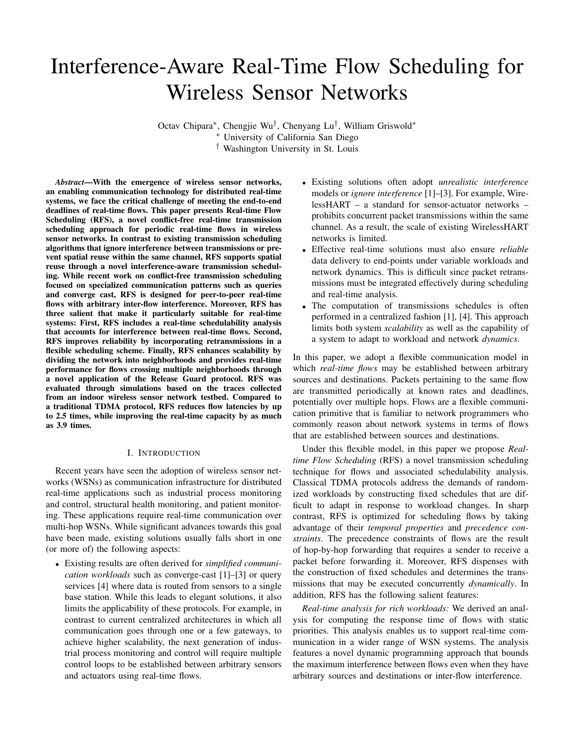# Interference-Aware Real-Time Flow Scheduling for Wireless Sensor Networks

Octav Chipara*, Chengjie Wu†, Chenyang Lu†, William Griswold*

* University of California San Diego

† Washington University in St. Louis

***Abstract*—With the emergence of wireless sensor networks, an enabling communication technology for distributed real-time systems, we face the critical challenge of meeting the end-to-end deadlines of real-time flows. This paper presents Real-time Flow Scheduling (RFS), a novel conflict-free real-time transmission scheduling approach for periodic real-time flows in wireless sensor networks. In contrast to existing transmission scheduling algorithms that ignore interference between transmissions or prevent spatial reuse within the same channel, RFS supports spatial reuse through a novel interference-aware transmission scheduling. While recent work on conflict-free transmission scheduling focused on specialized communication patterns such as queries and converge cast, RFS is designed for peer-to-peer real-time flows with arbitrary inter-flow interference. Moreover, RFS has three salient that make it particularly suitable for real-time systems: First, RFS includes a real-time schedulability analysis that accounts for interference between real-time flows. Second, RFS improves reliability by incorporating retransmissions in a flexible scheduling scheme. Finally, RFS enhances scalability by dividing the network into neighborhoods and provides real-time performance for flows crossing multiple neighborhoods through a novel application of the Release Guard protocol. RFS was evaluated through simulations based on the traces collected from an indoor wireless sensor network testbed. Compared to a traditional TDMA protocol, RFS reduces flow latencies by up to 2.5 times, while improving the real-time capacity by as much as 3.9 times.**

## I. Introduction

Recent years have seen the adoption of wireless sensor networks (WSNs) as communication infrastructure for distributed real-time applications such as industrial process monitoring and control, structural health monitoring, and patient monitoring. These applications require real-time communication over multi-hop WSNs. While significant advances towards this goal have been made, existing solutions usually falls short in one (or more of) the following aspects:

- Existing results are often derived for *simplified communication workloads* such as converge-cast [1]–[3] or query services [4] where data is routed from sensors to a single base station. While this leads to elegant solutions, it also limits the applicability of these protocols. For example, in contrast to current centralized architectures in which all communication goes through one or a few gateways, to achieve higher scalability, the next generation of industrial process monitoring and control will require multiple control loops to be established between arbitrary sensors and actuators using real-time flows.
- Existing solutions often adopt *unrealistic interference* models or *ignore interference* [1]–[3]. For example, WirelessHART – a standard for sensor-actuator networks – prohibits concurrent packet transmissions within the same channel. As a result, the scale of existing WirelessHART networks is limited.
- Effective real-time solutions must also ensure *reliable* data delivery to end-points under variable workloads and network dynamics. This is difficult since packet retransmissions must be integrated effectively during scheduling and real-time analysis.
- The computation of transmissions schedules is often performed in a centralized fashion [1], [4]. This approach limits both system *scalability* as well as the capability of a system to adapt to workload and network *dynamics*.

In this paper, we adopt a flexible communication model in which *real-time flows* may be established between arbitrary sources and destinations. Packets pertaining to the same flow are transmitted periodically at known rates and deadlines, potentially over multiple hops. Flows are a flexible communication primitive that is familiar to network programmers who commonly reason about network systems in terms of flows that are established between sources and destinations.

Under this flexible model, in this paper we propose *Real-time Flow Scheduling* (RFS) a novel transmission scheduling technique for flows and associated schedulability analysis. Classical TDMA protocols address the demands of randomized workloads by constructing fixed schedules that are difficult to adapt in response to workload changes. In sharp contrast, RFS is optimized for scheduling flows by taking advantage of their *temporal properties* and *precedence constraints*. The precedence constraints of flows are the result of hop-by-hop forwarding that requires a sender to receive a packet before forwarding it. Moreover, RFS dispenses with the construction of fixed schedules and determines the transmissions that may be executed concurrently *dynamically*. In addition, RFS has the following salient features:

*Real-time analysis for rich workloads:* We derived an analysis for computing the response time of flows with static priorities. This analysis enables us to support real-time communication in a wider range of WSN systems. The analysis features a novel dynamic programming approach that bounds the maximum interference between flows even when they have arbitrary sources and destinations or inter-flow interference.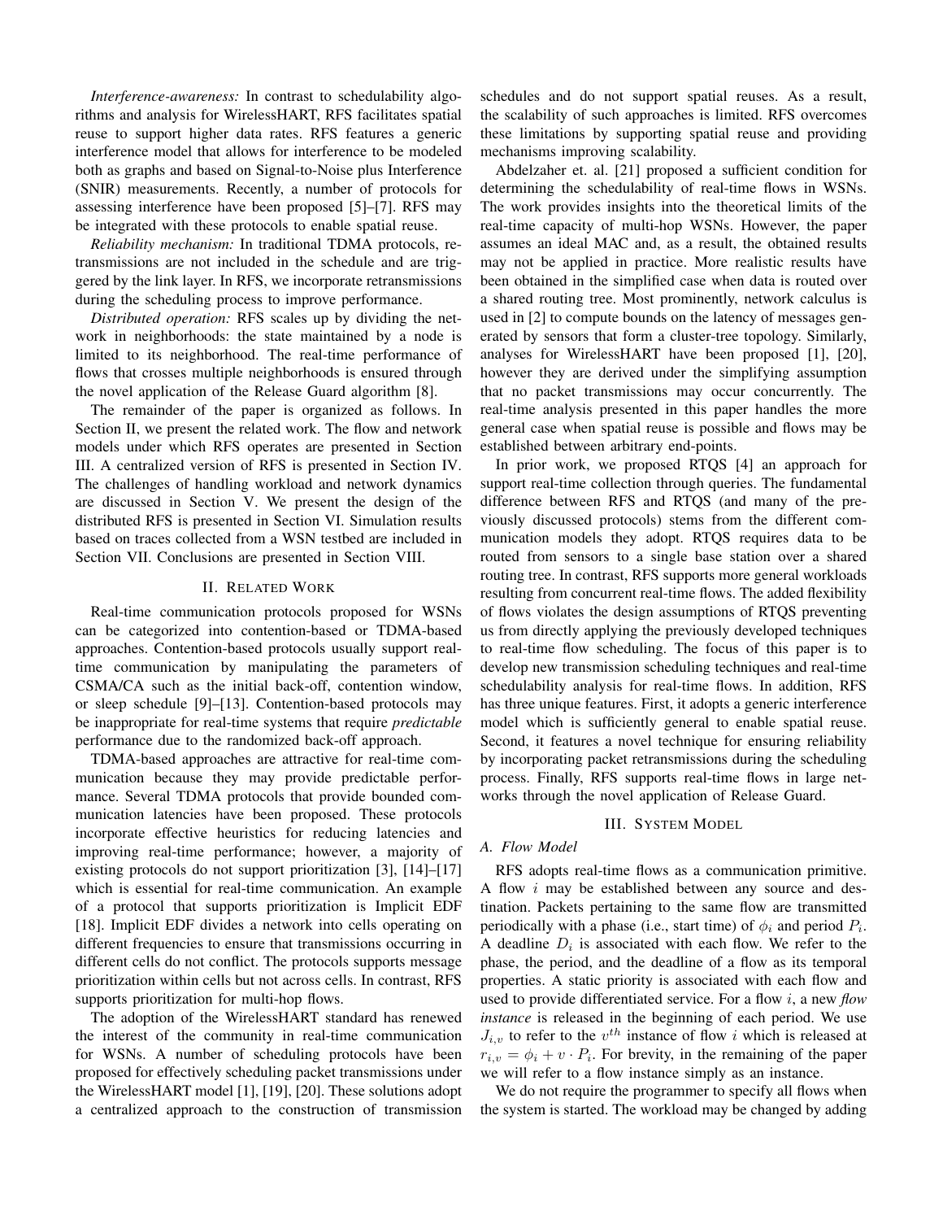*Interference-awareness:* In contrast to schedulability algorithms and analysis for WirelessHART, RFS facilitates spatial reuse to support higher data rates. RFS features a generic interference model that allows for interference to be modeled both as graphs and based on Signal-to-Noise plus Interference (SNIR) measurements. Recently, a number of protocols for assessing interference have been proposed [5]–[7]. RFS may be integrated with these protocols to enable spatial reuse.

*Reliability mechanism:* In traditional TDMA protocols, retransmissions are not included in the schedule and are triggered by the link layer. In RFS, we incorporate retransmissions during the scheduling process to improve performance.

*Distributed operation:* RFS scales up by dividing the network in neighborhoods: the state maintained by a node is limited to its neighborhood. The real-time performance of flows that crosses multiple neighborhoods is ensured through the novel application of the Release Guard algorithm [8].

The remainder of the paper is organized as follows. In Section II, we present the related work. The flow and network models under which RFS operates are presented in Section III. A centralized version of RFS is presented in Section IV. The challenges of handling workload and network dynamics are discussed in Section V. We present the design of the distributed RFS is presented in Section VI. Simulation results based on traces collected from a WSN testbed are included in Section VII. Conclusions are presented in Section VIII.

## II. Related Work

Real-time communication protocols proposed for WSNs can be categorized into contention-based or TDMA-based approaches. Contention-based protocols usually support real-time communication by manipulating the parameters of CSMA/CA such as the initial back-off, contention window, or sleep schedule [9]–[13]. Contention-based protocols may be inappropriate for real-time systems that require *predictable* performance due to the randomized back-off approach.

TDMA-based approaches are attractive for real-time communication because they may provide predictable performance. Several TDMA protocols that provide bounded communication latencies have been proposed. These protocols incorporate effective heuristics for reducing latencies and improving real-time performance; however, a majority of existing protocols do not support prioritization [3], [14]–[17] which is essential for real-time communication. An example of a protocol that supports prioritization is Implicit EDF [18]. Implicit EDF divides a network into cells operating on different frequencies to ensure that transmissions occurring in different cells do not conflict. The protocols supports message prioritization within cells but not across cells. In contrast, RFS supports prioritization for multi-hop flows.

The adoption of the WirelessHART standard has renewed the interest of the community in real-time communication for WSNs. A number of scheduling protocols have been proposed for effectively scheduling packet transmissions under the WirelessHART model [1], [19], [20]. These solutions adopt a centralized approach to the construction of transmission schedules and do not support spatial reuses. As a result, the scalability of such approaches is limited. RFS overcomes these limitations by supporting spatial reuse and providing mechanisms improving scalability.

Abdelzaher et. al. [21] proposed a sufficient condition for determining the schedulability of real-time flows in WSNs. The work provides insights into the theoretical limits of the real-time capacity of multi-hop WSNs. However, the paper assumes an ideal MAC and, as a result, the obtained results may not be applied in practice. More realistic results have been obtained in the simplified case when data is routed over a shared routing tree. Most prominently, network calculus is used in [2] to compute bounds on the latency of messages generated by sensors that form a cluster-tree topology. Similarly, analyses for WirelessHART have been proposed [1], [20], however they are derived under the simplifying assumption that no packet transmissions may occur concurrently. The real-time analysis presented in this paper handles the more general case when spatial reuse is possible and flows may be established between arbitrary end-points.

In prior work, we proposed RTQS [4] an approach for support real-time collection through queries. The fundamental difference between RFS and RTQS (and many of the previously discussed protocols) stems from the different communication models they adopt. RTQS requires data to be routed from sensors to a single base station over a shared routing tree. In contrast, RFS supports more general workloads resulting from concurrent real-time flows. The added flexibility of flows violates the design assumptions of RTQS preventing us from directly applying the previously developed techniques to real-time flow scheduling. The focus of this paper is to develop new transmission scheduling techniques and real-time schedulability analysis for real-time flows. In addition, RFS has three unique features. First, it adopts a generic interference model which is sufficiently general to enable spatial reuse. Second, it features a novel technique for ensuring reliability by incorporating packet retransmissions during the scheduling process. Finally, RFS supports real-time flows in large networks through the novel application of Release Guard.

## III. System Model

### A. Flow Model

RFS adopts real-time flows as a communication primitive. A flow $i$ may be established between any source and destination. Packets pertaining to the same flow are transmitted periodically with a phase (i.e., start time) of $\phi_i$ and period $P_i$. A deadline $D_i$ is associated with each flow. We refer to the phase, the period, and the deadline of a flow as its temporal properties. A static priority is associated with each flow and used to provide differentiated service. For a flow $i$, a new *flow instance* is released in the beginning of each period. We use $J_{i,v}$ to refer to the $v^{th}$ instance of flow $i$ which is released at $r_{i,v} = \phi_i + v \cdot P_i$. For brevity, in the remaining of the paper we will refer to a flow instance simply as an instance.

We do not require the programmer to specify all flows when the system is started. The workload may be changed by adding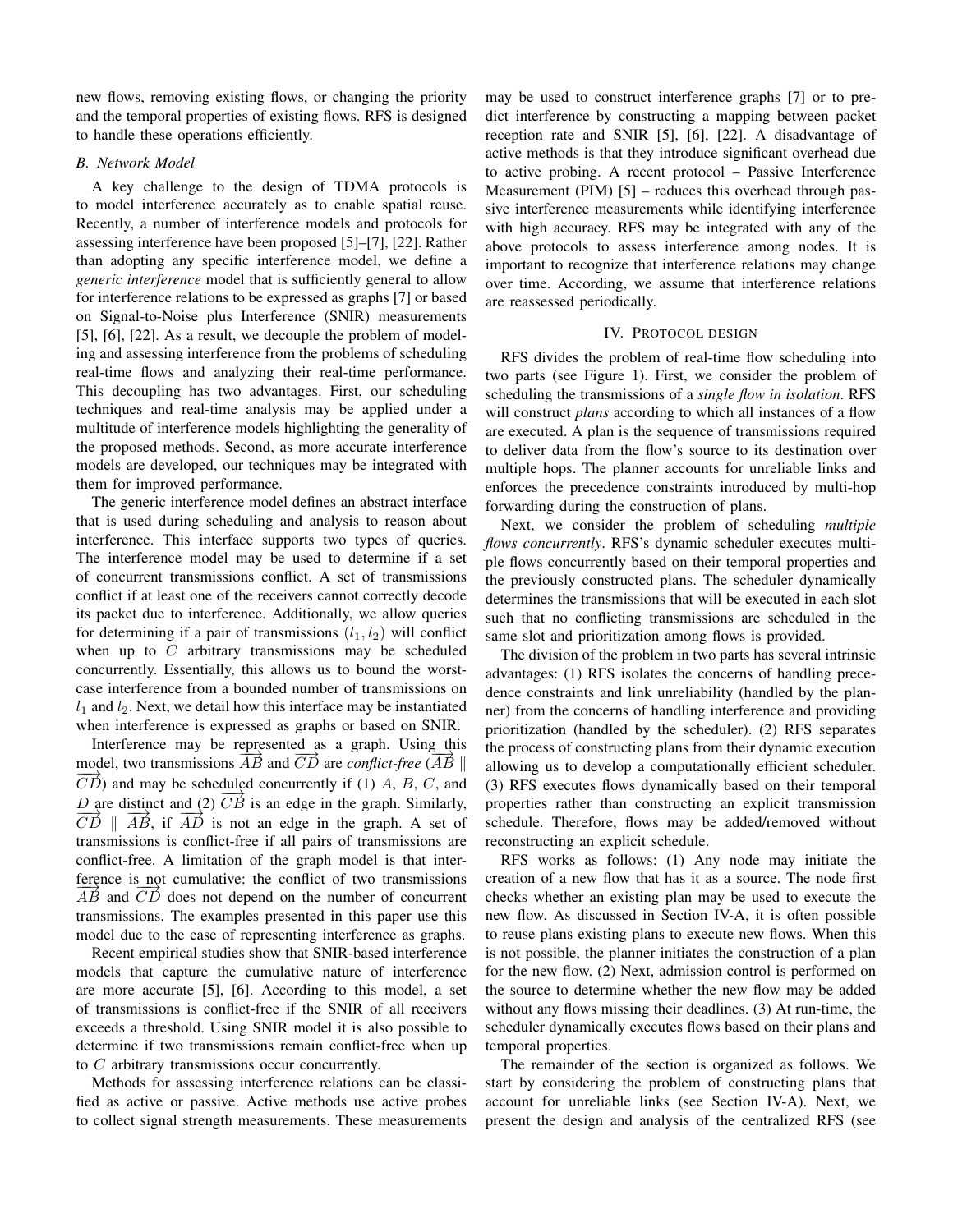new flows, removing existing flows, or changing the priority and the temporal properties of existing flows. RFS is designed to handle these operations efficiently.

### B. Network Model

A key challenge to the design of TDMA protocols is to model interference accurately as to enable spatial reuse. Recently, a number of interference models and protocols for assessing interference have been proposed [5]–[7], [22]. Rather than adopting any specific interference model, we define a *generic interference* model that is sufficiently general to allow for interference relations to be expressed as graphs [7] or based on Signal-to-Noise plus Interference (SNIR) measurements [5], [6], [22]. As a result, we decouple the problem of modeling and assessing interference from the problems of scheduling real-time flows and analyzing their real-time performance. This decoupling has two advantages. First, our scheduling techniques and real-time analysis may be applied under a multitude of interference models highlighting the generality of the proposed methods. Second, as more accurate interference models are developed, our techniques may be integrated with them for improved performance.

The generic interference model defines an abstract interface that is used during scheduling and analysis to reason about interference. This interface supports two types of queries. The interference model may be used to determine if a set of concurrent transmissions conflict. A set of transmissions conflict if at least one of the receivers cannot correctly decode its packet due to interference. Additionally, we allow queries for determining if a pair of transmissions $(l_1, l_2)$ will conflict when up to $C$ arbitrary transmissions may be scheduled concurrently. Essentially, this allows us to bound the worst-case interference from a bounded number of transmissions on $l_1$ and $l_2$. Next, we detail how this interference may be instantiated when interference is expressed as graphs or based on SNIR.

Interference may be represented as a graph. Using this model, two transmissions $\overrightarrow{AB}$ and $\overrightarrow{CD}$ are *conflict-free* ($\overrightarrow{AB} \parallel \overrightarrow{CD}$) and may be scheduled concurrently if (1) $A$, $B$, $C$, and $D$ are distinct and (2) $\overrightarrow{CB}$ is an edge in the graph. Similarly, $\overrightarrow{CD} \parallel \overrightarrow{AB}$, if $\overrightarrow{AD}$ is not an edge in the graph. A set of transmissions is conflict-free if all pairs of transmissions are conflict-free. A limitation of the graph model is that interference is not cumulative: the conflict of two transmissions $\overrightarrow{AB}$ and $\overrightarrow{CD}$ does not depend on the number of concurrent transmissions. The examples presented in this paper use this model due to the ease of representing interference as graphs.

Recent empirical studies show that SNIR-based interference models that capture the cumulative nature of interference are more accurate [5], [6]. According to this model, a set of transmissions is conflict-free if the SNIR of all receivers exceeds a threshold. Using SNIR model it is also possible to determine if two transmissions remain conflict-free when up to $C$ arbitrary transmissions occur concurrently.

Methods for assessing interference relations can be classified as active or passive. Active methods use active probes to collect signal strength measurements. These measurements may be used to construct interference graphs [7] or to predict interference by constructing a mapping between packet reception rate and SNIR [5], [6], [22]. A disadvantage of active methods is that they introduce significant overhead due to active probing. A recent protocol – Passive Interference Measurement (PIM) [5] – reduces this overhead through passive interference measurements while identifying interference with high accuracy. RFS may be integrated with any of the above protocols to assess interference among nodes. It is important to recognize that interference relations may change over time. According, we assume that interference relations are reassessed periodically.

## IV. Protocol design

RFS divides the problem of real-time flow scheduling into two parts (see Figure 1). First, we consider the problem of scheduling the transmissions of a *single flow in isolation*. RFS will construct *plans* according to which all instances of a flow are executed. A plan is the sequence of transmissions required to deliver data from the flow's source to its destination over multiple hops. The planner accounts for unreliable links and enforces the precedence constraints introduced by multi-hop forwarding during the construction of plans.

Next, we consider the problem of scheduling *multiple flows concurrently*. RFS's dynamic scheduler executes multiple flows concurrently based on their temporal properties and the previously constructed plans. The scheduler dynamically determines the transmissions that will be executed in each slot such that no conflicting transmissions are scheduled in the same slot and prioritization among flows is provided.

The division of the problem in two parts has several intrinsic advantages: (1) RFS isolates the concerns of handling precedence constraints and link unreliability (handled by the planner) from the concerns of handling interference and providing prioritization (handled by the scheduler). (2) RFS separates the process of constructing plans from their dynamic execution allowing us to develop a computationally efficient scheduler. (3) RFS executes flows dynamically based on their temporal properties rather than constructing an explicit transmission schedule. Therefore, flows may be added/removed without reconstructing an explicit schedule.

RFS works as follows: (1) Any node may initiate the creation of a new flow that has it as a source. The node first checks whether an existing plan may be used to execute the new flow. As discussed in Section IV-A, it is often possible to reuse plans existing plans to execute new flows. When this is not possible, the planner initiates the construction of a plan for the new flow. (2) Next, admission control is performed on the source to determine whether the new flow may be added without any flows missing their deadlines. (3) At run-time, the scheduler dynamically executes flows based on their plans and temporal properties.

The remainder of the section is organized as follows. We start by considering the problem of constructing plans that account for unreliable links (see Section IV-A). Next, we present the design and analysis of the centralized RFS (see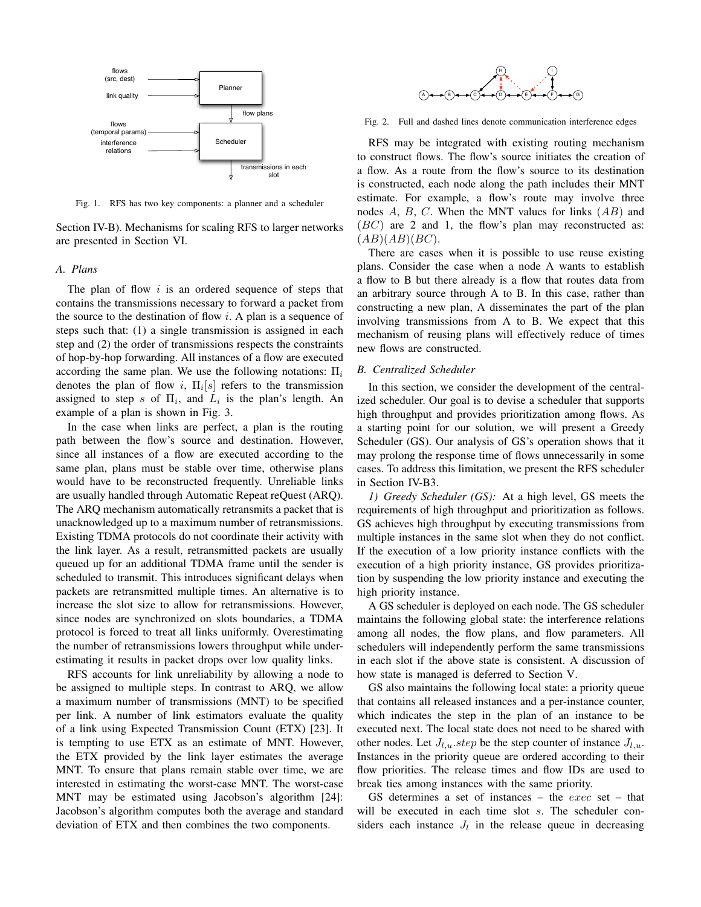flows
(src, dest)

link quality

Planner

flow plans

flows
(temporal params)

interference
relations

Scheduler

transmissions in each
slot

Fig. 1. RFS has two key components: a planner and a scheduler

Section IV-B). Mechanisms for scaling RFS to larger networks are presented in Section VI.

### A. Plans

The plan of flow $i$ is an ordered sequence of steps that contains the transmissions necessary to forward a packet from the source to the destination of flow $i$. A plan is a sequence of steps such that: (1) a single transmission is assigned in each step and (2) the order of transmissions respects the constraints of hop-by-hop forwarding. All instances of a flow are executed according the same plan. We use the following notations: $\Pi_i$ denotes the plan of flow $i$, $\Pi_i[s]$ refers to the transmission assigned to step $s$ of $\Pi_i$, and $L_i$ is the plan's length. An example of a plan is shown in Fig. 3.

In the case when links are perfect, a plan is the routing path between the flow's source and destination. However, since all instances of a flow are executed according to the same plan, plans must be stable over time, otherwise plans would have to be reconstructed frequently. Unreliable links are usually handled through Automatic Repeat reQuest (ARQ). The ARQ mechanism automatically retransmits a packet that is unacknowledged up to a maximum number of retransmissions. Existing TDMA protocols do not coordinate their activity with the link layer. As a result, retransmitted packets are usually queued up for an additional TDMA frame until the sender is scheduled to transmit. This introduces significant delays when packets are retransmitted multiple times. An alternative is to increase the slot size to allow for retransmissions. However, since nodes are synchronized on slots boundaries, a TDMA protocol is forced to treat all links uniformly. Overestimating the number of retransmissions lowers throughput while underestimating it results in packet drops over low quality links.

RFS accounts for link unreliability by allowing a node to be assigned to multiple steps. In contrast to ARQ, we allow a maximum number of transmissions (MNT) to be specified per link. A number of link estimators evaluate the quality of a link using Expected Transmission Count (ETX) [23]. It is tempting to use ETX as an estimate of MNT. However, the ETX provided by the link layer estimates the average MNT. To ensure that plans remain stable over time, we are interested in estimating the worst-case MNT. The worst-case MNT may be estimated using Jacobson's algorithm [24]: Jacobson's algorithm computes both the average and standard deviation of ETX and then combines the two components.

H I
A B C D E F G

Fig. 2. Full and dashed lines denote communication interference edges

RFS may be integrated with existing routing mechanism to construct flows. The flow's source initiates the creation of a flow. As a route from the flow's source to its destination is constructed, each node along the path includes their MNT estimate. For example, a flow's route may involve three nodes $A$, $B$, $C$. When the MNT values for links $(AB)$ and $(BC)$ are 2 and 1, the flow's plan may reconstructed as: $(AB)(AB)(BC)$.

There are cases when it is possible to use reuse existing plans. Consider the case when a node A wants to establish a flow to B but there already is a flow that routes data from an arbitrary source through A to B. In this case, rather than constructing a new plan, A disseminates the part of the plan involving transmissions from A to B. We expect that this mechanism of reusing plans will effectively reduce of times new flows are constructed.

### B. Centralized Scheduler

In this section, we consider the development of the centralized scheduler. Our goal is to devise a scheduler that supports high throughput and provides prioritization among flows. As a starting point for our solution, we will present a Greedy Scheduler (GS). Our analysis of GS's operation shows that it may prolong the response time of flows unnecessarily in some cases. To address this limitation, we present the RFS scheduler in Section IV-B3.

*1) Greedy Scheduler (GS):* At a high level, GS meets the requirements of high throughput and prioritization as follows. GS achieves high throughput by executing transmissions from multiple instances in the same slot when they do not conflict. If the execution of a low priority instance conflicts with the execution of a high priority instance, GS provides prioritization by suspending the low priority instance and executing the high priority instance.

A GS scheduler is deployed on each node. The GS scheduler maintains the following global state: the interference relations among all nodes, the flow plans, and flow parameters. All schedulers will independently perform the same transmissions in each slot if the above state is consistent. A discussion of how state is managed is deferred to Section V.

GS also maintains the following local state: a priority queue that contains all released instances and a per-instance counter, which indicates the step in the plan of an instance to be executed next. The local state does not need to be shared with other nodes. Let $J_{l,u}.step$ be the step counter of instance $J_{l,u}$. Instances in the priority queue are ordered according to their flow priorities. The release times and flow IDs are used to break ties among instances with the same priority.

GS determines a set of instances – the $exec$ set – that will be executed in each time slot $s$. The scheduler considers each instance $J_l$ in the release queue in decreasing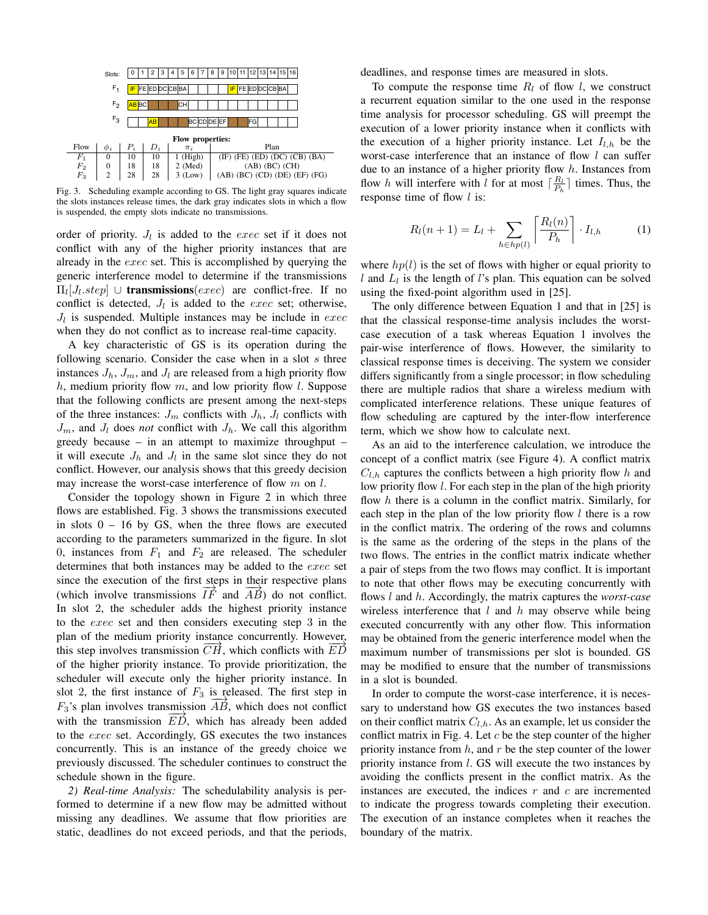Slots: 0 1 2 3 4 5 6 7 8 9 10 11 12 13 14 15 16

| | 0 | 1 | 2 | 3 | 4 | 5 | 6 | 7 | 8 | 9 | 10 | 11 | 12 | 13 | 14 | 15 | 16 |
|---|---|---|---|---|---|---|---|---|---|---|---|---|---|---|---|---|---|
| $F_1$ | IF | FE | ED | DC | CB | BA | | | | | IF | FE | ED | DC | CB | BA | |
| $F_2$ | AB | BC | | | | CH | | | | | | | | | | | |
| $F_3$ | | | AB | | | | BC | CD | DE | EF | | | FG | | | | |

**Flow properties:**

| Flow | $\phi_i$ | $P_i$ | $D_i$ | $\pi_i$ | Plan |
|---|---|---|---|---|---|
| $F_1$ | 0 | 10 | 10 | 1 (High) | (IF) (FE) (ED) (DC) (CB) (BA) |
| $F_2$ | 0 | 18 | 18 | 2 (Med) | (AB) (BC) (CH) |
| $F_3$ | 2 | 28 | 28 | 3 (Low) | (AB) (BC) (CD) (DE) (EF) (FG) |

Fig. 3. Scheduling example according to GS. The light gray squares indicate the slots instances release times, the dark gray indicates slots in which a flow is suspended, the empty slots indicate no transmissions.

order of priority. $J_l$ is added to the $exec$ set if it does not conflict with any of the higher priority instances that are already in the $exec$ set. This is accomplished by querying the generic interference model to determine if the transmissions $\Pi_l[J_l.step] \cup$ **transmissions**$(exec)$ are conflict-free. If no conflict is detected, $J_l$ is added to the $exec$ set; otherwise, $J_l$ is suspended. Multiple instances may be include in $exec$ when they do not conflict as to increase real-time capacity.

A key characteristic of GS is its operation during the following scenario. Consider the case when in a slot $s$ three instances $J_h$, $J_m$, and $J_l$ are released from a high priority flow $h$, medium priority flow $m$, and low priority flow $l$. Suppose that the following conflicts are present among the next-steps of the three instances: $J_m$ conflicts with $J_h$, $J_l$ conflicts with $J_m$, and $J_l$ does *not* conflict with $J_h$. We call this algorithm greedy because – in an attempt to maximize throughput – it will execute $J_h$ and $J_l$ in the same slot since they do not conflict. However, our analysis shows that this greedy decision may increase the worst-case interference of flow $m$ on $l$.

Consider the topology shown in Figure 2 in which three flows are established. Fig. 3 shows the transmissions executed in slots 0 – 16 by GS, when the three flows are executed according to the parameters summarized in the figure. In slot 0, instances from $F_1$ and $F_2$ are released. The scheduler determines that both instances may be added to the $exec$ set since the execution of the first steps in their respective plans (which involve transmissions $\overrightarrow{IF}$ and $\overrightarrow{AB}$) do not conflict. In slot 2, the scheduler adds the highest priority instance to the $exec$ set and then considers executing step 3 in the plan of the medium priority instance concurrently. However, this step involves transmission $\overrightarrow{CH}$, which conflicts with $\overrightarrow{ED}$ of the higher priority instance. To provide prioritization, the scheduler will execute only the higher priority instance. In slot 2, the first instance of $F_3$ is released. The first step in $F_3$'s plan involves transmission $\overrightarrow{AB}$, which does not conflict with the transmission $\overrightarrow{ED}$, which has already been added to the $exec$ set. Accordingly, GS executes the two instances concurrently. This is an instance of the greedy choice we previously discussed. The scheduler continues to construct the schedule shown in the figure.

*2) Real-time Analysis:* The schedulability analysis is performed to determine if a new flow may be admitted without missing any deadlines. We assume that flow priorities are static, deadlines do not exceed periods, and that the periods, deadlines, and response times are measured in slots.

To compute the response time $R_l$ of flow $l$, we construct a recurrent equation similar to the one used in the response time analysis for processor scheduling. GS will preempt the execution of a lower priority instance when it conflicts with the execution of a higher priority instance. Let $I_{l,h}$ be the worst-case interference that an instance of flow $l$ can suffer due to an instance of a higher priority flow $h$. Instances from flow $h$ will interfere with $l$ for at most $\lceil \frac{R_l}{P_h} \rceil$ times. Thus, the response time of flow $l$ is:

$$R_l(n+1) = L_l + \sum_{h \in hp(l)} \left\lceil \frac{R_l(n)}{P_h} \right\rceil \cdot I_{l,h} \tag{1}$$

where $hp(l)$ is the set of flows with higher or equal priority to $l$ and $L_l$ is the length of $l$'s plan. This equation can be solved using the fixed-point algorithm used in [25].

The only difference between Equation 1 and that in [25] is that the classical response-time analysis includes the worst-case execution of a task whereas Equation 1 involves the pair-wise interference of flows. However, the similarity to classical response times is deceiving. The system we consider differs significantly from a single processor; in flow scheduling there are multiple radios that share a wireless medium with complicated interference relations. These unique features of flow scheduling are captured by the inter-flow interference term, which we show how to calculate next.

As an aid to the interference calculation, we introduce the concept of a conflict matrix (see Figure 4). A conflict matrix $C_{l,h}$ captures the conflicts between a high priority flow $h$ and low priority flow $l$. For each step in the plan of the high priority flow $h$ there is a column in the conflict matrix. Similarly, for each step in the plan of the low priority flow $l$ there is a row in the conflict matrix. The ordering of the rows and columns is the same as the ordering of the steps in the plans of the two flows. The entries in the conflict matrix indicate whether a pair of steps from the two flows may conflict. It is important to note that other flows may be executing concurrently with flows $l$ and $h$. Accordingly, the matrix captures the *worst-case* wireless interference that $l$ and $h$ may observe while being executed concurrently with any other flow. This information may be obtained from the generic interference model when the maximum number of transmissions per slot is bounded. GS may be modified to ensure that the number of transmissions in a slot is bounded.

In order to compute the worst-case interference, it is necessary to understand how GS executes the two instances based on their conflict matrix $C_{l,h}$. As an example, let us consider the conflict matrix in Fig. 4. Let $c$ be the step counter of the higher priority instance from $h$, and $r$ be the step counter of the lower priority instance from $l$. GS will execute the two instances by avoiding the conflicts present in the conflict matrix. As the instances are executed, the indices $r$ and $c$ are incremented to indicate the progress towards completing their execution. The execution of an instance completes when it reaches the boundary of the matrix.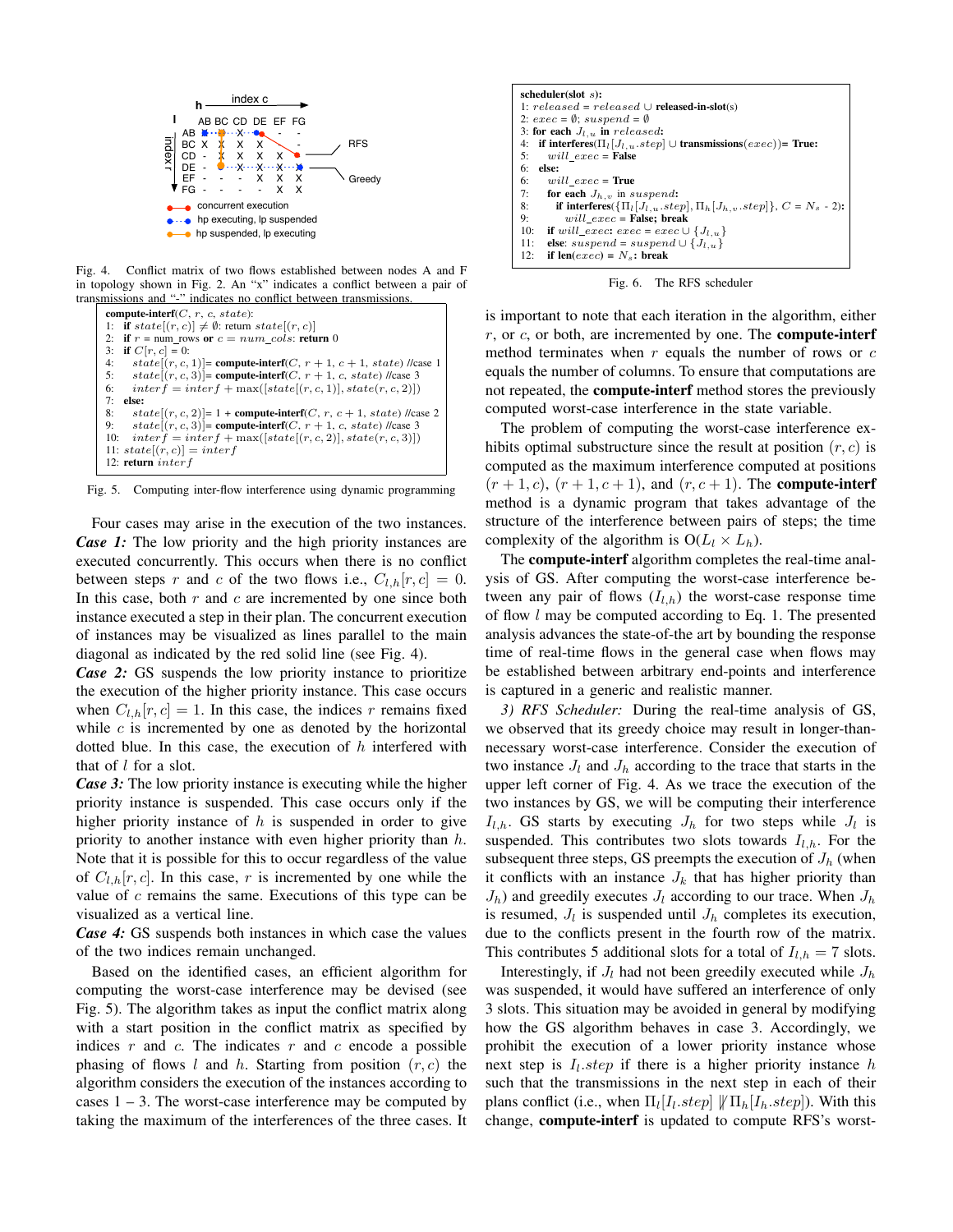Fig. 4. Conflict matrix of two flows established between nodes A and F in topology shown in Fig. 2. An "x" indicates a conflict between a pair of transmissions and "-" indicates no conflict between transmissions.

```
compute-interf(C, r, c, state):
1:  if state[(r, c)] ≠ ∅: return state[(r, c)]
2:  if r = num_rows or c = num_cols: return 0
3:  if C[r, c] = 0:
4:     state[(r, c, 1)]= compute-interf(C, r + 1, c + 1, state) //case 1
5:     state[(r, c, 3)]= compute-interf(C, r + 1, c, state) //case 3
6:     interf = interf + max([state[(r, c, 1)], state(r, c, 2)])
7:  else:
8:     state[(r, c, 2)]= 1 + compute-interf(C, r, c + 1, state) //case 2
9:     state[(r, c, 3)]= compute-interf(C, r + 1, c, state) //case 3
10:    interf = interf + max([state[(r, c, 2)], state(r, c, 3)])
11: state[(r, c)] = interf
12: return interf
```

Fig. 5. Computing inter-flow interference using dynamic programming

Four cases may arise in the execution of the two instances. ***Case 1:*** The low priority and the high priority instances are executed concurrently. This occurs when there is no conflict between steps $r$ and $c$ of the two flows i.e., $C_{l,h}[r, c] = 0$. In this case, both $r$ and $c$ are incremented by one since both instance executed a step in their plan. The concurrent execution of instances may be visualized as lines parallel to the main diagonal as indicated by the red solid line (see Fig. 4).
***Case 2:*** GS suspends the low priority instance to prioritize the execution of the higher priority instance. This case occurs when $C_{l,h}[r, c] = 1$. In this case, the indices $r$ remains fixed while $c$ is incremented by one as denoted by the horizontal dotted blue. In this case, the execution of $h$ interfered with that of $l$ for a slot.
***Case 3:*** The low priority instance is executing while the higher priority instance is suspended. This case occurs only if the higher priority instance of $h$ is suspended in order to give priority to another instance with even higher priority than $h$. Note that it is possible for this to occur regardless of the value of $C_{l,h}[r, c]$. In this case, $r$ is incremented by one while the value of $c$ remains the same. Executions of this type can be visualized as a vertical line.
***Case 4:*** GS suspends both instances in which case the values of the two indices remain unchanged.

Based on the identified cases, an efficient algorithm for computing the worst-case interference may be devised (see Fig. 5). The algorithm takes as input the conflict matrix along with a start position in the conflict matrix as specified by indices $r$ and $c$. The indicates $r$ and $c$ encode a possible phasing of flows $l$ and $h$. Starting from position $(r, c)$ the algorithm considers the execution of the instances according to cases 1 – 3. The worst-case interference may be computed by taking the maximum of the interferences of the three cases. It is important to note that each iteration in the algorithm, either $r$, or $c$, or both, are incremented by one. The **compute-interf** method terminates when $r$ equals the number of rows or $c$ equals the number of columns. To ensure that computations are not repeated, the **compute-interf** method stores the previously computed worst-case interference in the state variable.

The problem of computing the worst-case interference exhibits optimal substructure since the result at position $(r, c)$ is computed as the maximum interference computed at positions $(r + 1, c)$, $(r + 1, c + 1)$, and $(r, c + 1)$. The **compute-interf** method is a dynamic program that takes advantage of the structure of the interference between pairs of steps; the time complexity of the algorithm is $O(L_l \times L_h)$.

The **compute-interf** algorithm completes the real-time analysis of GS. After computing the worst-case interference between any pair of flows ($I_{l,h}$) the worst-case response time of flow $l$ may be computed according to Eq. 1. The presented analysis advances the state-of-the art by bounding the response time of real-time flows in the general case when flows may be established between arbitrary end-points and interference is captured in a generic and realistic manner.

*3) RFS Scheduler:* During the real-time analysis of GS, we observed that its greedy choice may result in longer-than-necessary worst-case interference. Consider the execution of two instance $J_l$ and $J_h$ according to the trace that starts in the upper left corner of Fig. 4. As we trace the execution of the two instances by GS, we will be computing their interference $I_{l,h}$. GS starts by executing $J_h$ for two steps while $J_l$ is suspended. This contributes two slots towards $I_{l,h}$. For the subsequent three steps, GS preempts the execution of $J_h$ (when it conflicts with an instance $J_k$ that has higher priority than $J_h$) and greedily executes $J_l$ according to our trace. When $J_h$ is resumed, $J_l$ is suspended until $J_h$ completes its execution, due to the conflicts present in the fourth row of the matrix. This contributes 5 additional slots for a total of $I_{l,h} = 7$ slots.

Interestingly, if $J_l$ had not been greedily executed while $J_h$ was suspended, it would have suffered an interference of only 3 slots. This situation may be avoided in general by modifying how the GS algorithm behaves in case 3. Accordingly, we prohibit the execution of a lower priority instance whose next step is $I_l.step$ if there is a higher priority instance $h$ such that the transmissions in the next step in each of their plans conflict (i.e., when $\Pi_l[I_l.step] \not\parallel \Pi_h[I_h.step]$). With this change, **compute-interf** is updated to compute RFS's worst-

```
scheduler(slot s):
1: released = released ∪ released-in-slot(s)
2: exec = ∅; suspend = ∅
3: for each J_{l,u} in released:
4:   if interferes(Π_l[J_{l,u}.step] ∪ transmissions(exec))= True:
5:     will_exec = False
6:   else:
6:     will_exec = True
7:     for each J_{h,v} in suspend:
8:       if interferes({Π_l[J_{l,u}.step], Π_h[J_{h,v}.step]}, C = N_s - 2):
9:         will_exec = False; break
10:  if will_exec: exec = exec ∪ {J_{l,u}}
11:  else: suspend = suspend ∪ {J_{l,u}}
12:  if len(exec) = N_s: break
```

Fig. 6. The RFS scheduler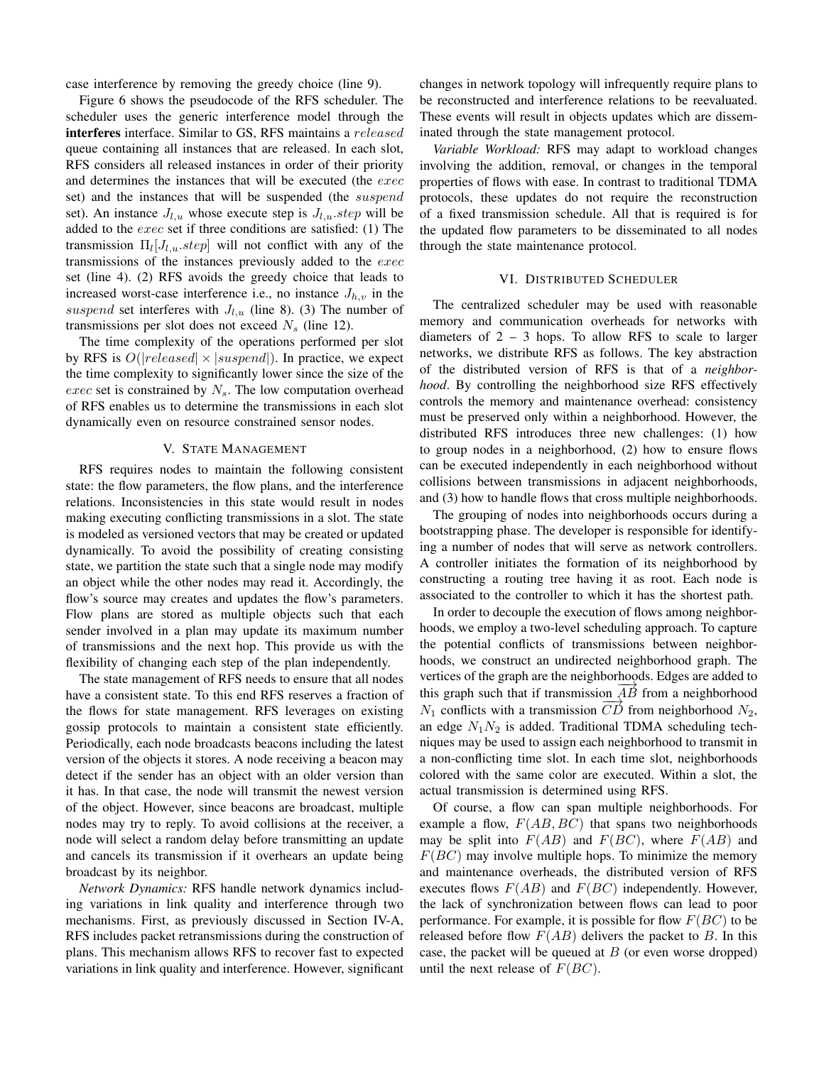case interference by removing the greedy choice (line 9).

Figure 6 shows the pseudocode of the RFS scheduler. The scheduler uses the generic interference model through the **interferes** interface. Similar to GS, RFS maintains a $released$ queue containing all instances that are released. In each slot, RFS considers all released instances in order of their priority and determines the instances that will be executed (the $exec$ set) and the instances that will be suspended (the $suspend$ set). An instance $J_{l,u}$ whose execute step is $J_{l,u}.step$ will be added to the $exec$ set if three conditions are satisfied: (1) The transmission $\Pi_l[J_{l,u}.step]$ will not conflict with any of the transmissions of the instances previously added to the $exec$ set (line 4). (2) RFS avoids the greedy choice that leads to increased worst-case interference i.e., no instance $J_{h,v}$ in the $suspend$ set interferes with $J_{l,u}$ (line 8). (3) The number of transmissions per slot does not exceed $N_s$ (line 12).

The time complexity of the operations performed per slot by RFS is $O(|released| \times |suspend|)$. In practice, we expect the time complexity to significantly lower since the size of the $exec$ set is constrained by $N_s$. The low computation overhead of RFS enables us to determine the transmissions in each slot dynamically even on resource constrained sensor nodes.

## V. State Management

RFS requires nodes to maintain the following consistent state: the flow parameters, the flow plans, and the interference relations. Inconsistencies in this state would result in nodes making executing conflicting transmissions in a slot. The state is modeled as versioned vectors that may be created or updated dynamically. To avoid the possibility of creating consisting state, we partition the state such that a single node may modify an object while the other nodes may read it. Accordingly, the flow's source may creates and updates the flow's parameters. Flow plans are stored as multiple objects such that each sender involved in a plan may update its maximum number of transmissions and the next hop. This provide us with the flexibility of changing each step of the plan independently.

The state management of RFS needs to ensure that all nodes have a consistent state. To this end RFS reserves a fraction of the flows for state management. RFS leverages on existing gossip protocols to maintain a consistent state efficiently. Periodically, each node broadcasts beacons including the latest version of the objects it stores. A node receiving a beacon may detect if the sender has an object with an older version than it has. In that case, the node will transmit the newest version of the object. However, since beacons are broadcast, multiple nodes may try to reply. To avoid collisions at the receiver, a node will select a random delay before transmitting an update and cancels its transmission if it overhears an update being broadcast by its neighbor.

*Network Dynamics:* RFS handle network dynamics including variations in link quality and interference through two mechanisms. First, as previously discussed in Section IV-A, RFS includes packet retransmissions during the construction of plans. This mechanism allows RFS to recover fast to expected variations in link quality and interference. However, significant changes in network topology will infrequently require plans to be reconstructed and interference relations to be reevaluated. These events will result in objects updates which are disseminated through the state management protocol.

*Variable Workload:* RFS may adapt to workload changes involving the addition, removal, or changes in the temporal properties of flows with ease. In contrast to traditional TDMA protocols, these updates do not require the reconstruction of a fixed transmission schedule. All that is required is for the updated flow parameters to be disseminated to all nodes through the state maintenance protocol.

## VI. Distributed Scheduler

The centralized scheduler may be used with reasonable memory and communication overheads for networks with diameters of 2 – 3 hops. To allow RFS to scale to larger networks, we distribute RFS as follows. The key abstraction of the distributed version of RFS is that of a *neighborhood*. By controlling the neighborhood size RFS effectively controls the memory and maintenance overhead: consistency must be preserved only within a neighborhood. However, the distributed RFS introduces three new challenges: (1) how to group nodes in a neighborhood, (2) how to ensure flows can be executed independently in each neighborhood without collisions between transmissions in adjacent neighborhoods, and (3) how to handle flows that cross multiple neighborhoods.

The grouping of nodes into neighborhoods occurs during a bootstrapping phase. The developer is responsible for identifying a number of nodes that will serve as network controllers. A controller initiates the formation of its neighborhood by constructing a routing tree having it as root. Each node is associated to the controller to which it has the shortest path.

In order to decouple the execution of flows among neighborhoods, we employ a two-level scheduling approach. To capture the potential conflicts of transmissions between neighborhoods, we construct an undirected neighborhood graph. The vertices of the graph are the neighborhoods. Edges are added to this graph such that if transmission $\overrightarrow{AB}$ from a neighborhood $N_1$ conflicts with a transmission $\overrightarrow{CD}$ from neighborhood $N_2$, an edge $N_1N_2$ is added. Traditional TDMA scheduling techniques may be used to assign each neighborhood to transmit in a non-conflicting time slot. In each time slot, neighborhoods colored with the same color are executed. Within a slot, the actual transmission is determined using RFS.

Of course, a flow can span multiple neighborhoods. For example a flow, $F(AB, BC)$ that spans two neighborhoods may be split into $F(AB)$ and $F(BC)$, where $F(AB)$ and $F(BC)$ may involve multiple hops. To minimize the memory and maintenance overheads, the distributed version of RFS executes flows $F(AB)$ and $F(BC)$ independently. However, the lack of synchronization between flows can lead to poor performance. For example, it is possible for flow $F(BC)$ to be released before flow $F(AB)$ delivers the packet to $B$. In this case, the packet will be queued at $B$ (or even worse dropped) until the next release of $F(BC)$.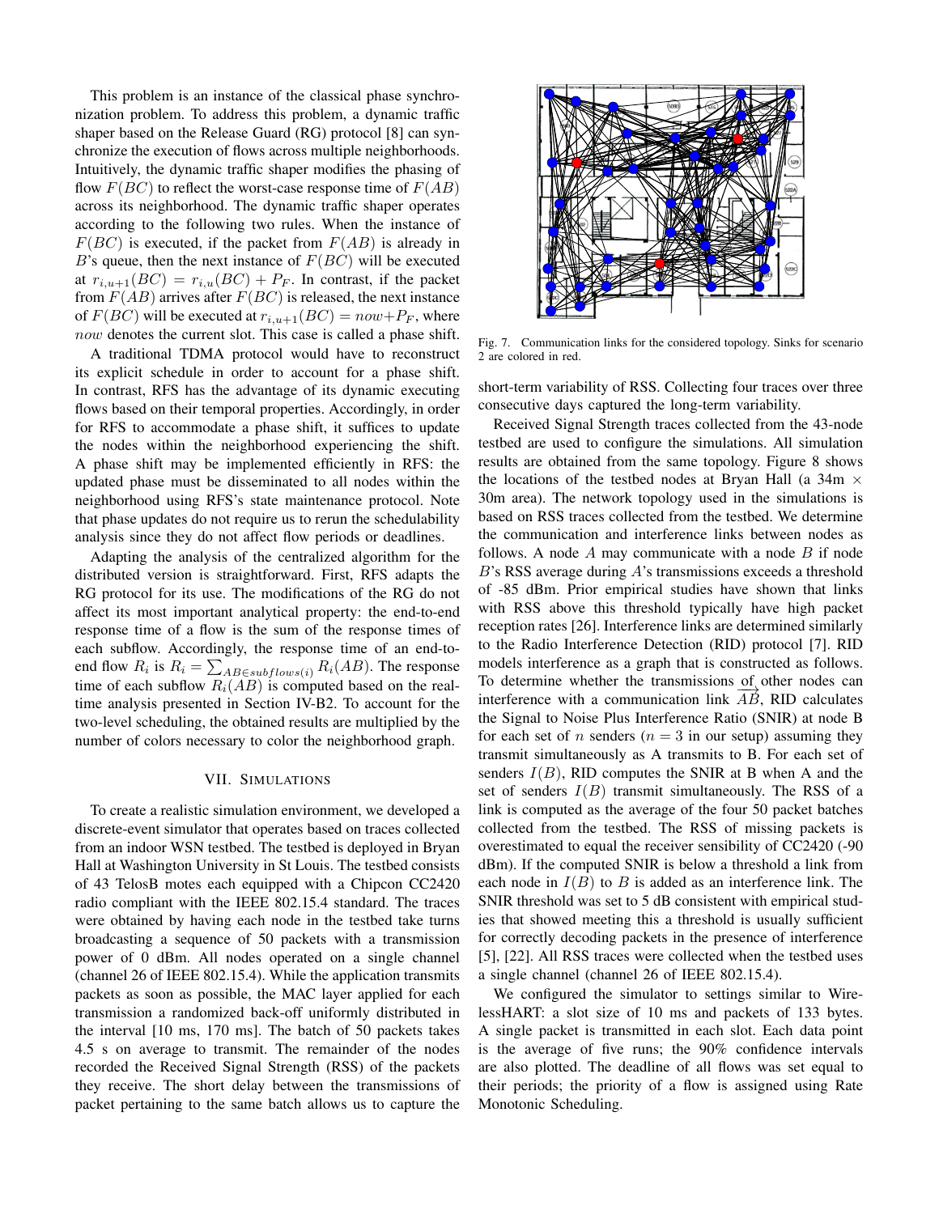This problem is an instance of the classical phase synchronization problem. To address this problem, a dynamic traffic shaper based on the Release Guard (RG) protocol [8] can synchronize the execution of flows across multiple neighborhoods. Intuitively, the dynamic traffic shaper modifies the phasing of flow $F(BC)$ to reflect the worst-case response time of $F(AB)$ across its neighborhood. The dynamic traffic shaper operates according to the following two rules. When the instance of $F(BC)$ is executed, if the packet from $F(AB)$ is already in $B$'s queue, then the next instance of $F(BC)$ will be executed at $r_{i,u+1}(BC) = r_{i,u}(BC) + P_F$. In contrast, if the packet from $F(AB)$ arrives after $F(BC)$ is released, the next instance of $F(BC)$ will be executed at $r_{i,u+1}(BC) = now + P_F$, where $now$ denotes the current slot. This case is called a phase shift.

A traditional TDMA protocol would have to reconstruct its explicit schedule in order to account for a phase shift. In contrast, RFS has the advantage of its dynamic executing flows based on their temporal properties. Accordingly, in order for RFS to accommodate a phase shift, it suffices to update the nodes within the neighborhood experiencing the shift. A phase shift may be implemented efficiently in RFS: the updated phase must be disseminated to all nodes within the neighborhood using RFS's state maintenance protocol. Note that phase updates do not require us to rerun the schedulability analysis since they do not affect flow periods or deadlines.

Adapting the analysis of the centralized algorithm for the distributed version is straightforward. First, RFS adapts the RG protocol for its use. The modifications of the RG do not affect its most important analytical property: the end-to-end response time of a flow is the sum of the response times of each subflow. Accordingly, the response time of an end-to-end flow $R_i$ is $R_i = \sum_{AB \in subflows(i)} R_i(AB)$. The response time of each subflow $R_i(AB)$ is computed based on the real-time analysis presented in Section IV-B2. To account for the two-level scheduling, the obtained results are multiplied by the number of colors necessary to color the neighborhood graph.

## VII. Simulations

To create a realistic simulation environment, we developed a discrete-event simulator that operates based on traces collected from an indoor WSN testbed. The testbed is deployed in Bryan Hall at Washington University in St Louis. The testbed consists of 43 TelosB motes each equipped with a Chipcon CC2420 radio compliant with the IEEE 802.15.4 standard. The traces were obtained by having each node in the testbed take turns broadcasting a sequence of 50 packets with a transmission power of 0 dBm. All nodes operated on a single channel (channel 26 of IEEE 802.15.4). While the application transmits packets as soon as possible, the MAC layer applied for each transmission a randomized back-off uniformly distributed in the interval [10 ms, 170 ms]. The batch of 50 packets takes 4.5 s on average to transmit. The remainder of the nodes recorded the Received Signal Strength (RSS) of the packets they receive. The short delay between the transmissions of packet pertaining to the same batch allows us to capture the short-term variability of RSS. Collecting four traces over three consecutive days captured the long-term variability.

Fig. 7. Communication links for the considered topology. Sinks for scenario 2 are colored in red.

Received Signal Strength traces collected from the 43-node testbed are used to configure the simulations. All simulation results are obtained from the same topology. Figure 8 shows the locations of the testbed nodes at Bryan Hall (a 34m $\times$ 30m area). The network topology used in the simulations is based on RSS traces collected from the testbed. We determine the communication and interference links between nodes as follows. A node $A$ may communicate with a node $B$ if node $B$'s RSS average during $A$'s transmissions exceeds a threshold of -85 dBm. Prior empirical studies have shown that links with RSS above this threshold typically have high packet reception rates [26]. Interference links are determined similarly to the Radio Interference Detection (RID) protocol [7]. RID models interference as a graph that is constructed as follows. To determine whether the transmissions of other nodes can interference with a communication link $\overrightarrow{AB}$, RID calculates the Signal to Noise Plus Interference Ratio (SNIR) at node B for each set of $n$ senders ($n = 3$ in our setup) assuming they transmit simultaneously as A transmits to B. For each set of senders $I(B)$, RID computes the SNIR at B when A and the set of senders $I(B)$ transmit simultaneously. The RSS of a link is computed as the average of the four 50 packet batches collected from the testbed. The RSS of missing packets is overestimated to equal the receiver sensibility of CC2420 (-90 dBm). If the computed SNIR is below a threshold a link from each node in $I(B)$ to $B$ is added as an interference link. The SNIR threshold was set to 5 dB consistent with empirical studies that showed meeting this a threshold is usually sufficient for correctly decoding packets in the presence of interference [5], [22]. All RSS traces were collected when the testbed uses a single channel (channel 26 of IEEE 802.15.4).

We configured the simulator to settings similar to WirelessHART: a slot size of 10 ms and packets of 133 bytes. A single packet is transmitted in each slot. Each data point is the average of five runs; the 90% confidence intervals are also plotted. The deadline of all flows was set equal to their periods; the priority of a flow is assigned using Rate Monotonic Scheduling.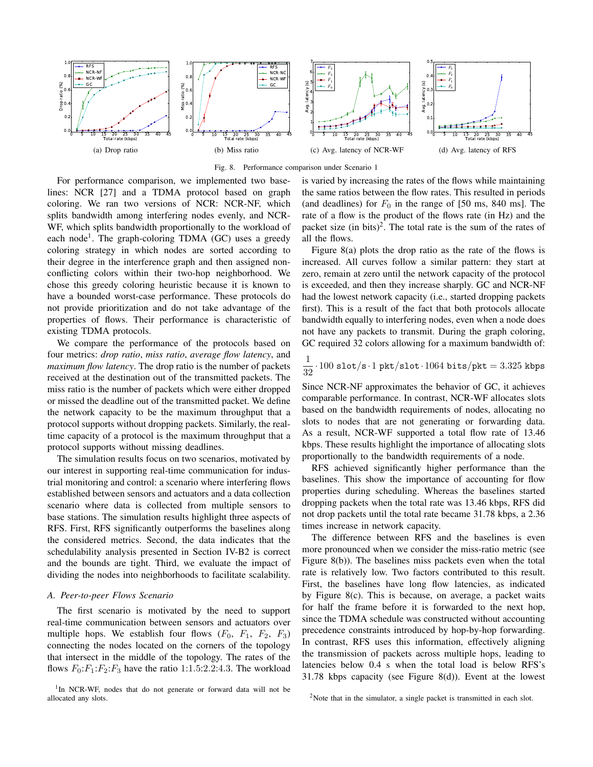(a) Drop ratio

(b) Miss ratio

(c) Avg. latency of NCR-WF

(d) Avg. latency of RFS

Fig. 8. Performance comparison under Scenario 1

For performance comparison, we implemented two baselines: NCR [27] and a TDMA protocol based on graph coloring. We ran two versions of NCR: NCR-NF, which splits bandwidth among interfering nodes evenly, and NCR-WF, which splits bandwidth proportionally to the workload of each node[1]. The graph-coloring TDMA (GC) uses a greedy coloring strategy in which nodes are sorted according to their degree in the interference graph and then assigned non-conflicting colors within their two-hop neighborhood. We chose this greedy coloring heuristic because it is known to have a bounded worst-case performance. These protocols do not provide prioritization and do not take advantage of the properties of flows. Their performance is characteristic of existing TDMA protocols.

We compare the performance of the protocols based on four metrics: *drop ratio*, *miss ratio*, *average flow latency*, and *maximum flow latency*. The drop ratio is the number of packets received at the destination out of the transmitted packets. The miss ratio is the number of packets which were either dropped or missed the deadline out of the transmitted packet. We define the network capacity to be the maximum throughput that a protocol supports without dropping packets. Similarly, the real-time capacity of a protocol is the maximum throughput that a protocol supports without missing deadlines.

The simulation results focus on two scenarios, motivated by our interest in supporting real-time communication for industrial monitoring and control: a scenario where interfering flows established between sensors and actuators and a data collection scenario where data is collected from multiple sensors to base stations. The simulation results highlight three aspects of RFS. First, RFS significantly outperforms the baselines along the considered metrics. Second, the data indicates that the schedulability analysis presented in Section IV-B2 is correct and the bounds are tight. Third, we evaluate the impact of dividing the nodes into neighborhoods to facilitate scalability.

### A. Peer-to-peer Flows Scenario

The first scenario is motivated by the need to support real-time communication between sensors and actuators over multiple hops. We establish four flows ($F_0$, $F_1$, $F_2$, $F_3$) connecting the nodes located on the corners of the topology that intersect in the middle of the topology. The rates of the flows $F_0$:$F_1$:$F_2$:$F_3$ have the ratio 1:1.5:2.2:4.3. The workload is varied by increasing the rates of the flows while maintaining the same ratios between the flow rates. This resulted in periods (and deadlines) for $F_0$ in the range of [50 ms, 840 ms]. The rate of a flow is the product of the flows rate (in Hz) and the packet size (in bits)[2]. The total rate is the sum of the rates of all the flows.

Figure 8(a) plots the drop ratio as the rate of the flows is increased. All curves follow a similar pattern: they start at zero, remain at zero until the network capacity of the protocol is exceeded, and then they increase sharply. GC and NCR-NF had the lowest network capacity (i.e., started dropping packets first). This is a result of the fact that both protocols allocate bandwidth equally to interfering nodes, even when a node does not have any packets to transmit. During the graph coloring, GC required 32 colors allowing for a maximum bandwidth of:

$$\frac{1}{32} \cdot 100 \; \texttt{slot/s} \cdot 1 \; \texttt{pkt/slot} \cdot 1064 \; \texttt{bits/pkt} = 3.325 \; \texttt{kbps}$$

Since NCR-NF approximates the behavior of GC, it achieves comparable performance. In contrast, NCR-WF allocates slots based on the bandwidth requirements of nodes, allocating no slots to nodes that are not generating or forwarding data. As a result, NCR-WF supported a total flow rate of 13.46 kbps. These results highlight the importance of allocating slots proportionally to the bandwidth requirements of a node.

RFS achieved significantly higher performance than the baselines. This show the importance of accounting for flow properties during scheduling. Whereas the baselines started dropping packets when the total rate was 13.46 kbps, RFS did not drop packets until the total rate became 31.78 kbps, a 2.36 times increase in network capacity.

The difference between RFS and the baselines is even more pronounced when we consider the miss-ratio metric (see Figure 8(b)). The baselines miss packets even when the total rate is relatively low. Two factors contributed to this result. First, the baselines have long flow latencies, as indicated by Figure 8(c). This is because, on average, a packet waits for half the frame before it is forwarded to the next hop, since the TDMA schedule was constructed without accounting precedence constraints introduced by hop-by-hop forwarding. In contrast, RFS uses this information, effectively aligning the transmission of packets across multiple hops, leading to latencies below 0.4 s when the total load is below RFS's 31.78 kbps capacity (see Figure 8(d)). Event at the lowest

[1] In NCR-WF, nodes that do not generate or forward data will not be allocated any slots.

[2] Note that in the simulator, a single packet is transmitted in each slot.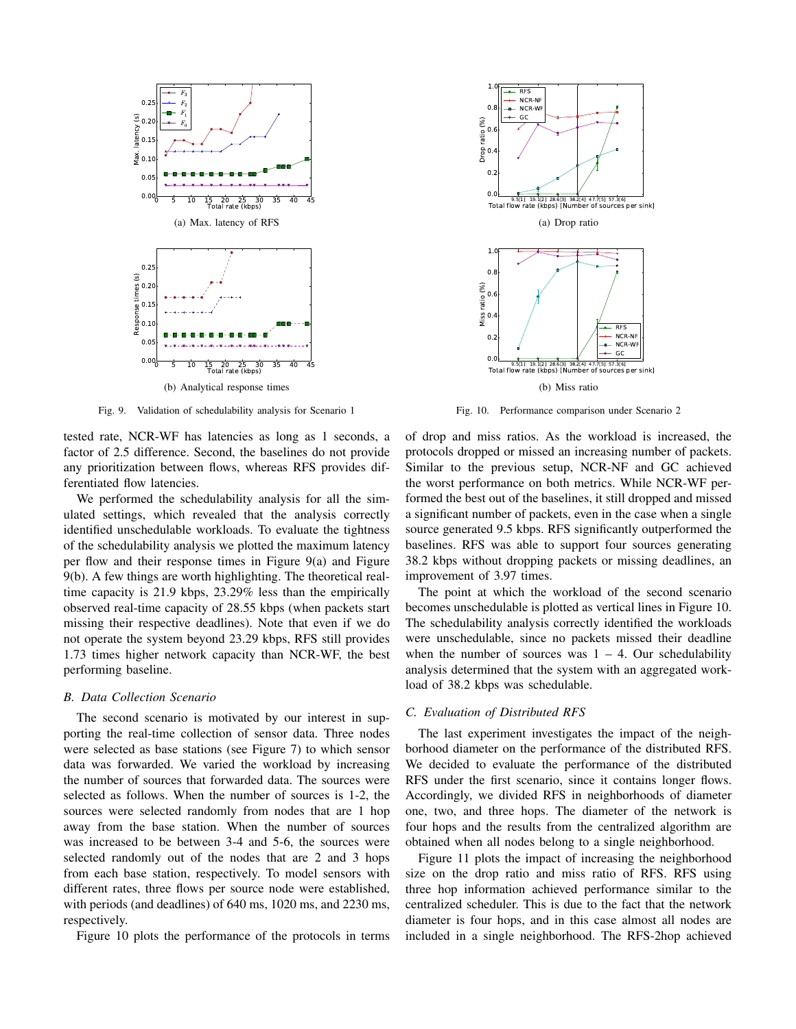(a) Max. latency of RFS

(b) Analytical response times

Fig. 9. Validation of schedulability analysis for Scenario 1

(a) Drop ratio

(b) Miss ratio

Fig. 10. Performance comparison under Scenario 2

tested rate, NCR-WF has latencies as long as 1 seconds, a factor of 2.5 difference. Second, the baselines do not provide any prioritization between flows, whereas RFS provides differentiated flow latencies.

We performed the schedulability analysis for all the simulated settings, which revealed that the analysis correctly identified unschedulable workloads. To evaluate the tightness of the schedulability analysis we plotted the maximum latency per flow and their response times in Figure 9(a) and Figure 9(b). A few things are worth highlighting. The theoretical real-time capacity is 21.9 kbps, 23.29% less than the empirically observed real-time capacity of 28.55 kbps (when packets start missing their respective deadlines). Note that even if we do not operate the system beyond 23.29 kbps, RFS still provides 1.73 times higher network capacity than NCR-WF, the best performing baseline.

### B. Data Collection Scenario

The second scenario is motivated by our interest in supporting the real-time collection of sensor data. Three nodes were selected as base stations (see Figure 7) to which sensor data was forwarded. We varied the workload by increasing the number of sources that forwarded data. The sources were selected as follows. When the number of sources is 1-2, the sources were selected randomly from nodes that are 1 hop away from the base station. When the number of sources was increased to be between 3-4 and 5-6, the sources were selected randomly out of the nodes that are 2 and 3 hops from each base station, respectively. To model sensors with different rates, three flows per source node were established, with periods (and deadlines) of 640 ms, 1020 ms, and 2230 ms, respectively.

Figure 10 plots the performance of the protocols in terms of drop and miss ratios. As the workload is increased, the protocols dropped or missed an increasing number of packets. Similar to the previous setup, NCR-NF and GC achieved the worst performance on both metrics. While NCR-WF performed the best out of the baselines, it still dropped and missed a significant number of packets, even in the case when a single source generated 9.5 kbps. RFS significantly outperformed the baselines. RFS was able to support four sources generating 38.2 kbps without dropping packets or missing deadlines, an improvement of 3.97 times.

The point at which the workload of the second scenario becomes unschedulable is plotted as vertical lines in Figure 10. The schedulability analysis correctly identified the workloads were unschedulable, since no packets missed their deadline when the number of sources was 1 – 4. Our schedulability analysis determined that the system with an aggregated workload of 38.2 kbps was schedulable.

### C. Evaluation of Distributed RFS

The last experiment investigates the impact of the neighborhood diameter on the performance of the distributed RFS. We decided to evaluate the performance of the distributed RFS under the first scenario, since it contains longer flows. Accordingly, we divided RFS in neighborhoods of diameter one, two, and three hops. The diameter of the network is four hops and the results from the centralized algorithm are obtained when all nodes belong to a single neighborhood.

Figure 11 plots the impact of increasing the neighborhood size on the drop ratio and miss ratio of RFS. RFS using three hop information achieved performance similar to the centralized scheduler. This is due to the fact that the network diameter is four hops, and in this case almost all nodes are included in a single neighborhood. The RFS-2hop achieved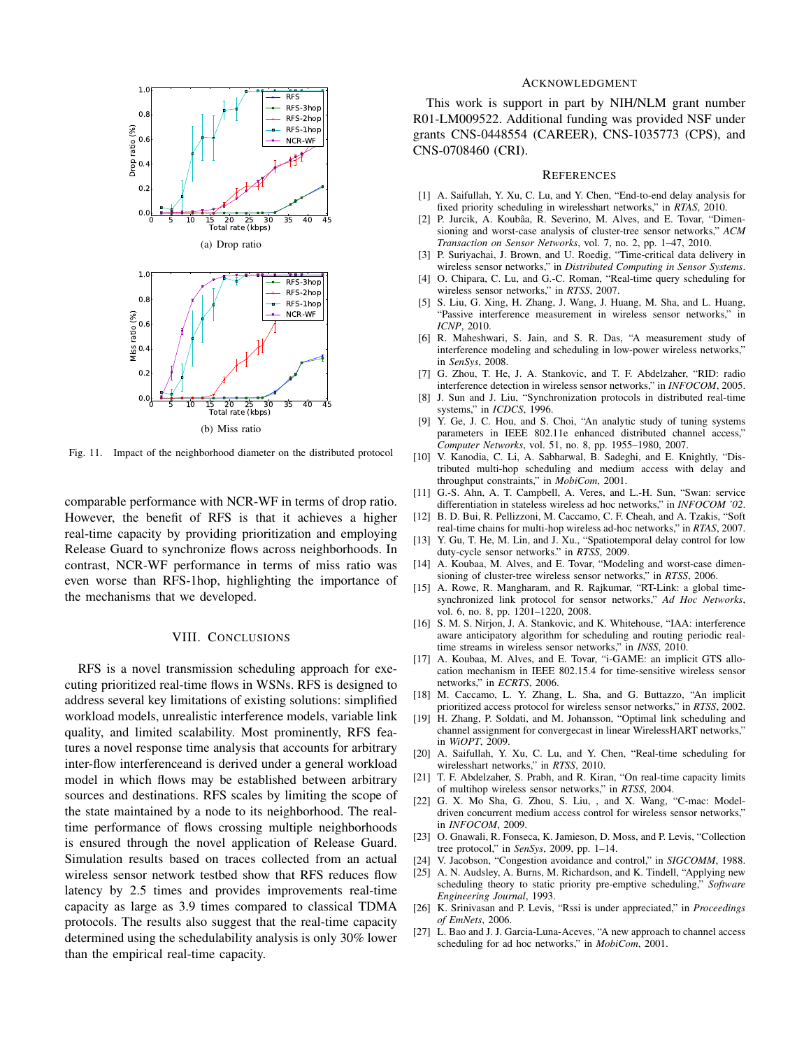Drop ratio (%)

1.0
0.8
0.6
0.4
0.2
0.0

0 5 10 15 20 25 30 35 40 45

Total rate (kbps)

RFS
RFS-3hop
RFS-2hop
RFS-1hop
NCR-WF

(a) Drop ratio

Miss ratio (%)

1.0
0.8
0.6
0.4
0.2
0.0

0 5 10 15 20 25 30 35 40 45

Total rate (kbps)

RFS-3hop
RFS-2hop
RFS-1hop
NCR-WF

(b) Miss ratio

Fig. 11. Impact of the neighborhood diameter on the distributed protocol

comparable performance with NCR-WF in terms of drop ratio. However, the benefit of RFS is that it achieves a higher real-time capacity by providing prioritization and employing Release Guard to synchronize flows across neighborhoods. In contrast, NCR-WF performance in terms of miss ratio was even worse than RFS-1hop, highlighting the importance of the mechanisms that we developed.

## VIII. Conclusions

RFS is a novel transmission scheduling approach for executing prioritized real-time flows in WSNs. RFS is designed to address several key limitations of existing solutions: simplified workload models, unrealistic interference models, variable link quality, and limited scalability. Most prominently, RFS features a novel response time analysis that accounts for arbitrary inter-flow interferenceand is derived under a general workload model in which flows may be established between arbitrary sources and destinations. RFS scales by limiting the scope of the state maintained by a node to its neighborhood. The real-time performance of flows crossing multiple neighborhoods is ensured through the novel application of Release Guard. Simulation results based on traces collected from an actual wireless sensor network testbed show that RFS reduces flow latency by 2.5 times and provides improvements real-time capacity as large as 3.9 times compared to classical TDMA protocols. The results also suggest that the real-time capacity determined using the schedulability analysis is only 30% lower than the empirical real-time capacity.

## Acknowledgment

This work is support in part by NIH/NLM grant number R01-LM009522. Additional funding was provided NSF under grants CNS-0448554 (CAREER), CNS-1035773 (CPS), and CNS-0708460 (CRI).

## References

[1] A. Saifullah, Y. Xu, C. Lu, and Y. Chen, "End-to-end delay analysis for fixed priority scheduling in wirelesshart networks," in *RTAS*, 2010.

[2] P. Jurcik, A. Koubâa, R. Severino, M. Alves, and E. Tovar, "Dimensioning and worst-case analysis of cluster-tree sensor networks," *ACM Transaction on Sensor Networks*, vol. 7, no. 2, pp. 1–47, 2010.

[3] P. Suriyachai, J. Brown, and U. Roedig, "Time-critical data delivery in wireless sensor networks," in *Distributed Computing in Sensor Systems*.

[4] O. Chipara, C. Lu, and G.-C. Roman, "Real-time query scheduling for wireless sensor networks," in *RTSS*, 2007.

[5] S. Liu, G. Xing, H. Zhang, J. Wang, J. Huang, M. Sha, and L. Huang, "Passive interference measurement in wireless sensor networks," in *ICNP*, 2010.

[6] R. Maheshwari, S. Jain, and S. R. Das, "A measurement study of interference modeling and scheduling in low-power wireless networks," in *SenSys*, 2008.

[7] G. Zhou, T. He, J. A. Stankovic, and T. F. Abdelzaher, "RID: radio interference detection in wireless sensor networks," in *INFOCOM*, 2005.

[8] J. Sun and J. Liu, "Synchronization protocols in distributed real-time systems," in *ICDCS*, 1996.

[9] Y. Ge, J. C. Hou, and S. Choi, "An analytic study of tuning systems parameters in IEEE 802.11e enhanced distributed channel access," *Computer Networks*, vol. 51, no. 8, pp. 1955–1980, 2007.

[10] V. Kanodia, C. Li, A. Sabharwal, B. Sadeghi, and E. Knightly, "Distributed multi-hop scheduling and medium access with delay and throughput constraints," in *MobiCom*, 2001.

[11] G.-S. Ahn, A. T. Campbell, A. Veres, and L.-H. Sun, "Swan: service differentiation in stateless wireless ad hoc networks," in *INFOCOM '02*.

[12] B. D. Bui, R. Pellizzoni, M. Caccamo, C. F. Cheah, and A. Tzakis, "Soft real-time chains for multi-hop wireless ad-hoc networks," in *RTAS*, 2007.

[13] Y. Gu, T. He, M. Lin, and J. Xu., "Spatiotemporal delay control for low duty-cycle sensor networks," in *RTSS*, 2009.

[14] A. Koubaa, M. Alves, and E. Tovar, "Modeling and worst-case dimensioning of cluster-tree wireless sensor networks," in *RTSS*, 2006.

[15] A. Rowe, R. Mangharam, and R. Rajkumar, "RT-Link: a global time-synchronized link protocol for sensor networks," *Ad Hoc Networks*, vol. 6, no. 8, pp. 1201–1220, 2008.

[16] S. M. S. Nirjon, J. A. Stankovic, and K. Whitehouse, "IAA: interference aware anticipatory algorithm for scheduling and routing periodic real-time streams in wireless sensor networks," in *INSS*, 2010.

[17] A. Koubaa, M. Alves, and E. Tovar, "i-GAME: an implicit GTS allocation mechanism in IEEE 802.15.4 for time-sensitive wireless sensor networks," in *ECRTS*, 2006.

[18] M. Caccamo, L. Y. Zhang, L. Sha, and G. Buttazzo, "An implicit prioritized access protocol for wireless sensor networks," in *RTSS*, 2002.

[19] H. Zhang, P. Soldati, and M. Johansson, "Optimal link scheduling and channel assignment for convergecast in linear WirelessHART networks," in *WiOPT*, 2009.

[20] A. Saifullah, Y. Xu, C. Lu, and Y. Chen, "Real-time scheduling for wirelesshart networks," in *RTSS*, 2010.

[21] T. F. Abdelzaher, S. Prabh, and R. Kiran, "On real-time capacity limits of multihop wireless sensor networks," in *RTSS*, 2004.

[22] G. X. Mo Sha, G. Zhou, S. Liu, , and X. Wang, "C-mac: Model-driven concurrent medium access control for wireless sensor networks," in *INFOCOM*, 2009.

[23] O. Gnawali, R. Fonseca, K. Jamieson, D. Moss, and P. Levis, "Collection tree protocol," in *SenSys*, 2009, pp. 1–14.

[24] V. Jacobson, "Congestion avoidance and control," in *SIGCOMM*, 1988.

[25] A. N. Audsley, A. Burns, M. Richardson, and K. Tindell, "Applying new scheduling theory to static priority pre-emptive scheduling," *Software Engineering Journal*, 1993.

[26] K. Srinivasan and P. Levis, "Rssi is under appreciated," in *Proceedings of EmNets*, 2006.

[27] L. Bao and J. J. Garcia-Luna-Aceves, "A new approach to channel access scheduling for ad hoc networks," in *MobiCom*, 2001.